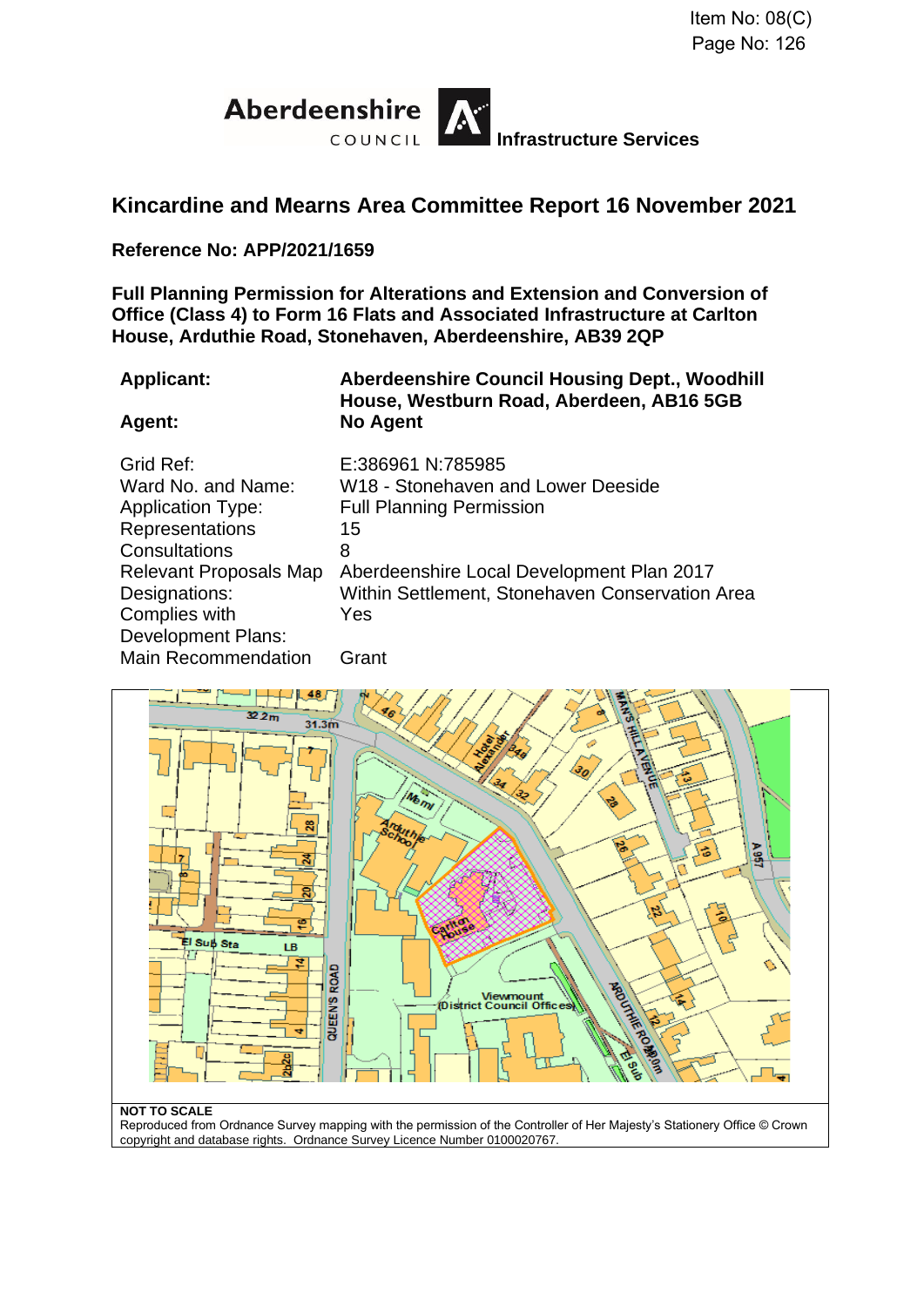Item No: 08(C)
Page No: 126

Aberdeenshire COUNCIL **Infrastructure Services**

## Kincardine and Mearns Area Committee Report 16 November 2021

**Reference No: APP/2021/1659**

**Full Planning Permission for Alterations and Extension and Conversion of Office (Class 4) to Form 16 Flats and Associated Infrastructure at Carlton House, Arduthie Road, Stonehaven, Aberdeenshire, AB39 2QP**

| | |
|---|---|
| **Applicant:** | **Aberdeenshire Council Housing Dept., Woodhill House, Westburn Road, Aberdeen, AB16 5GB** |
| **Agent:** | **No Agent** |
| Grid Ref: | E:386961 N:785985 |
| Ward No. and Name: | W18 - Stonehaven and Lower Deeside |
| Application Type: | Full Planning Permission |
| Representations | 15 |
| Consultations | 8 |
| Relevant Proposals Map | Aberdeenshire Local Development Plan 2017 |
| Designations: | Within Settlement, Stonehaven Conservation Area |
| Complies with Development Plans: | Yes |
| Main Recommendation | Grant |

**NOT TO SCALE**
Reproduced from Ordnance Survey mapping with the permission of the Controller of Her Majesty's Stationery Office © Crown copyright and database rights. Ordnance Survey Licence Number 0100020767.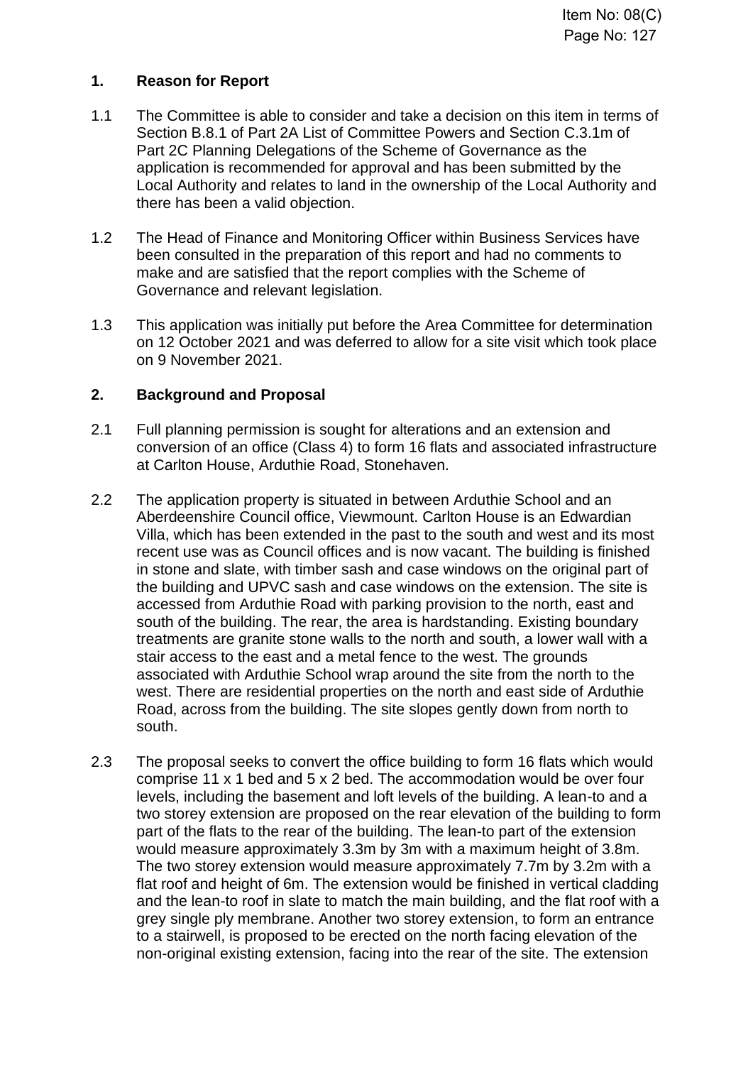## 1. Reason for Report

1.1 The Committee is able to consider and take a decision on this item in terms of Section B.8.1 of Part 2A List of Committee Powers and Section C.3.1m of Part 2C Planning Delegations of the Scheme of Governance as the application is recommended for approval and has been submitted by the Local Authority and relates to land in the ownership of the Local Authority and there has been a valid objection.

1.2 The Head of Finance and Monitoring Officer within Business Services have been consulted in the preparation of this report and had no comments to make and are satisfied that the report complies with the Scheme of Governance and relevant legislation.

1.3 This application was initially put before the Area Committee for determination on 12 October 2021 and was deferred to allow for a site visit which took place on 9 November 2021.

## 2. Background and Proposal

2.1 Full planning permission is sought for alterations and an extension and conversion of an office (Class 4) to form 16 flats and associated infrastructure at Carlton House, Arduthie Road, Stonehaven.

2.2 The application property is situated in between Arduthie School and an Aberdeenshire Council office, Viewmount. Carlton House is an Edwardian Villa, which has been extended in the past to the south and west and its most recent use was as Council offices and is now vacant. The building is finished in stone and slate, with timber sash and case windows on the original part of the building and UPVC sash and case windows on the extension. The site is accessed from Arduthie Road with parking provision to the north, east and south of the building. The rear, the area is hardstanding. Existing boundary treatments are granite stone walls to the north and south, a lower wall with a stair access to the east and a metal fence to the west. The grounds associated with Arduthie School wrap around the site from the north to the west. There are residential properties on the north and east side of Arduthie Road, across from the building. The site slopes gently down from north to south.

2.3 The proposal seeks to convert the office building to form 16 flats which would comprise 11 x 1 bed and 5 x 2 bed. The accommodation would be over four levels, including the basement and loft levels of the building. A lean-to and a two storey extension are proposed on the rear elevation of the building to form part of the flats to the rear of the building. The lean-to part of the extension would measure approximately 3.3m by 3m with a maximum height of 3.8m. The two storey extension would measure approximately 7.7m by 3.2m with a flat roof and height of 6m. The extension would be finished in vertical cladding and the lean-to roof in slate to match the main building, and the flat roof with a grey single ply membrane. Another two storey extension, to form an entrance to a stairwell, is proposed to be erected on the north facing elevation of the non-original existing extension, facing into the rear of the site. The extension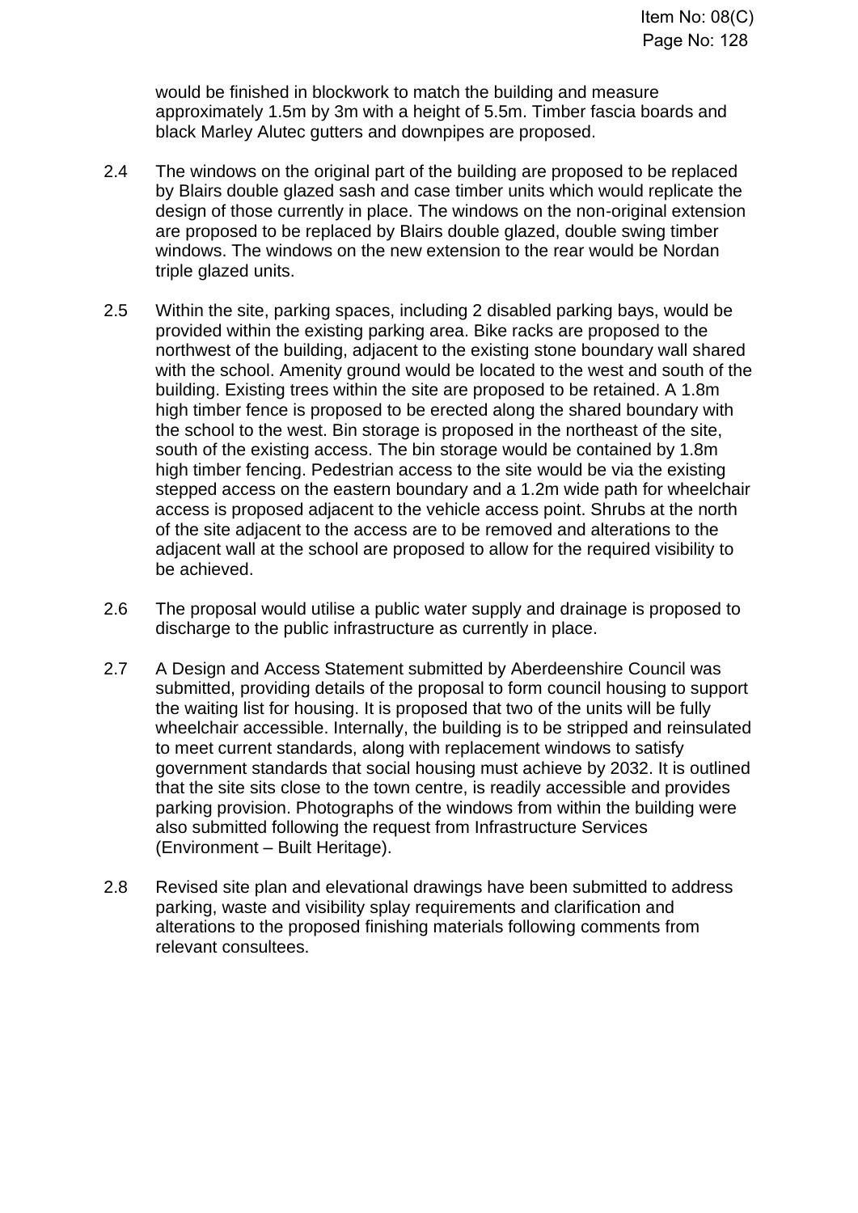would be finished in blockwork to match the building and measure approximately 1.5m by 3m with a height of 5.5m. Timber fascia boards and black Marley Alutec gutters and downpipes are proposed.

2.4 The windows on the original part of the building are proposed to be replaced by Blairs double glazed sash and case timber units which would replicate the design of those currently in place. The windows on the non-original extension are proposed to be replaced by Blairs double glazed, double swing timber windows. The windows on the new extension to the rear would be Nordan triple glazed units.

2.5 Within the site, parking spaces, including 2 disabled parking bays, would be provided within the existing parking area. Bike racks are proposed to the northwest of the building, adjacent to the existing stone boundary wall shared with the school. Amenity ground would be located to the west and south of the building. Existing trees within the site are proposed to be retained. A 1.8m high timber fence is proposed to be erected along the shared boundary with the school to the west. Bin storage is proposed in the northeast of the site, south of the existing access. The bin storage would be contained by 1.8m high timber fencing. Pedestrian access to the site would be via the existing stepped access on the eastern boundary and a 1.2m wide path for wheelchair access is proposed adjacent to the vehicle access point. Shrubs at the north of the site adjacent to the access are to be removed and alterations to the adjacent wall at the school are proposed to allow for the required visibility to be achieved.

2.6 The proposal would utilise a public water supply and drainage is proposed to discharge to the public infrastructure as currently in place.

2.7 A Design and Access Statement submitted by Aberdeenshire Council was submitted, providing details of the proposal to form council housing to support the waiting list for housing. It is proposed that two of the units will be fully wheelchair accessible. Internally, the building is to be stripped and reinsulated to meet current standards, along with replacement windows to satisfy government standards that social housing must achieve by 2032. It is outlined that the site sits close to the town centre, is readily accessible and provides parking provision. Photographs of the windows from within the building were also submitted following the request from Infrastructure Services (Environment – Built Heritage).

2.8 Revised site plan and elevational drawings have been submitted to address parking, waste and visibility splay requirements and clarification and alterations to the proposed finishing materials following comments from relevant consultees.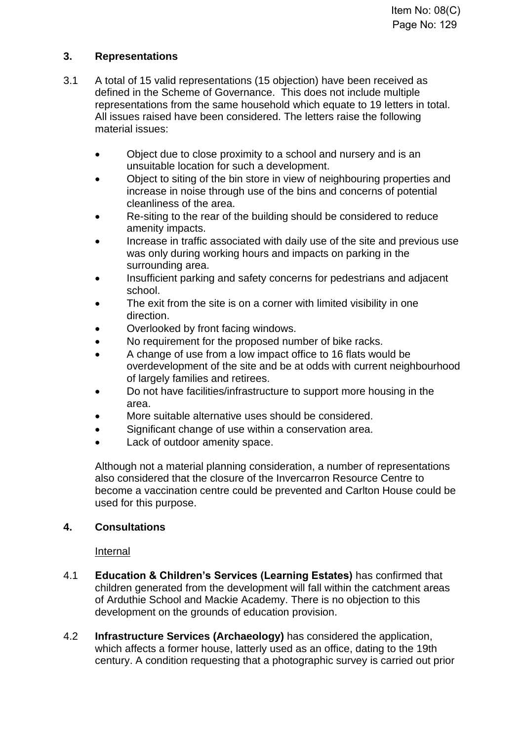## 3. Representations

3.1 A total of 15 valid representations (15 objection) have been received as defined in the Scheme of Governance. This does not include multiple representations from the same household which equate to 19 letters in total. All issues raised have been considered. The letters raise the following material issues:

- Object due to close proximity to a school and nursery and is an unsuitable location for such a development.
- Object to siting of the bin store in view of neighbouring properties and increase in noise through use of the bins and concerns of potential cleanliness of the area.
- Re-siting to the rear of the building should be considered to reduce amenity impacts.
- Increase in traffic associated with daily use of the site and previous use was only during working hours and impacts on parking in the surrounding area.
- Insufficient parking and safety concerns for pedestrians and adjacent school.
- The exit from the site is on a corner with limited visibility in one direction.
- Overlooked by front facing windows.
- No requirement for the proposed number of bike racks.
- A change of use from a low impact office to 16 flats would be overdevelopment of the site and be at odds with current neighbourhood of largely families and retirees.
- Do not have facilities/infrastructure to support more housing in the area.
- More suitable alternative uses should be considered.
- Significant change of use within a conservation area.
- Lack of outdoor amenity space.

Although not a material planning consideration, a number of representations also considered that the closure of the Invercarron Resource Centre to become a vaccination centre could be prevented and Carlton House could be used for this purpose.

## 4. Consultations

Internal

4.1 **Education & Children's Services (Learning Estates)** has confirmed that children generated from the development will fall within the catchment areas of Arduthie School and Mackie Academy. There is no objection to this development on the grounds of education provision.

4.2 **Infrastructure Services (Archaeology)** has considered the application, which affects a former house, latterly used as an office, dating to the 19th century. A condition requesting that a photographic survey is carried out prior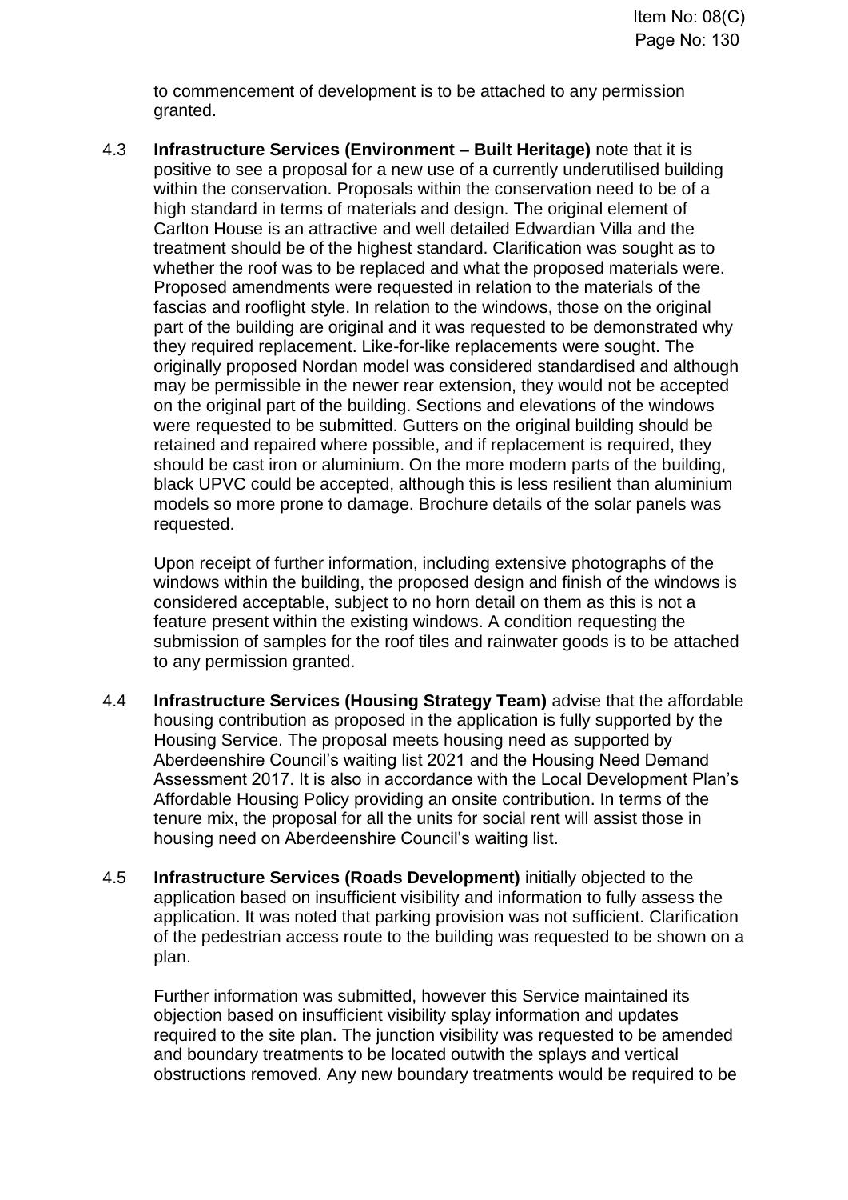to commencement of development is to be attached to any permission granted.

4.3 **Infrastructure Services (Environment – Built Heritage)** note that it is positive to see a proposal for a new use of a currently underutilised building within the conservation. Proposals within the conservation need to be of a high standard in terms of materials and design. The original element of Carlton House is an attractive and well detailed Edwardian Villa and the treatment should be of the highest standard. Clarification was sought as to whether the roof was to be replaced and what the proposed materials were. Proposed amendments were requested in relation to the materials of the fascias and rooflight style. In relation to the windows, those on the original part of the building are original and it was requested to be demonstrated why they required replacement. Like-for-like replacements were sought. The originally proposed Nordan model was considered standardised and although may be permissible in the newer rear extension, they would not be accepted on the original part of the building. Sections and elevations of the windows were requested to be submitted. Gutters on the original building should be retained and repaired where possible, and if replacement is required, they should be cast iron or aluminium. On the more modern parts of the building, black UPVC could be accepted, although this is less resilient than aluminium models so more prone to damage. Brochure details of the solar panels was requested.

Upon receipt of further information, including extensive photographs of the windows within the building, the proposed design and finish of the windows is considered acceptable, subject to no horn detail on them as this is not a feature present within the existing windows. A condition requesting the submission of samples for the roof tiles and rainwater goods is to be attached to any permission granted.

4.4 **Infrastructure Services (Housing Strategy Team)** advise that the affordable housing contribution as proposed in the application is fully supported by the Housing Service. The proposal meets housing need as supported by Aberdeenshire Council's waiting list 2021 and the Housing Need Demand Assessment 2017. It is also in accordance with the Local Development Plan's Affordable Housing Policy providing an onsite contribution. In terms of the tenure mix, the proposal for all the units for social rent will assist those in housing need on Aberdeenshire Council's waiting list.

4.5 **Infrastructure Services (Roads Development)** initially objected to the application based on insufficient visibility and information to fully assess the application. It was noted that parking provision was not sufficient. Clarification of the pedestrian access route to the building was requested to be shown on a plan.

Further information was submitted, however this Service maintained its objection based on insufficient visibility splay information and updates required to the site plan. The junction visibility was requested to be amended and boundary treatments to be located outwith the splays and vertical obstructions removed. Any new boundary treatments would be required to be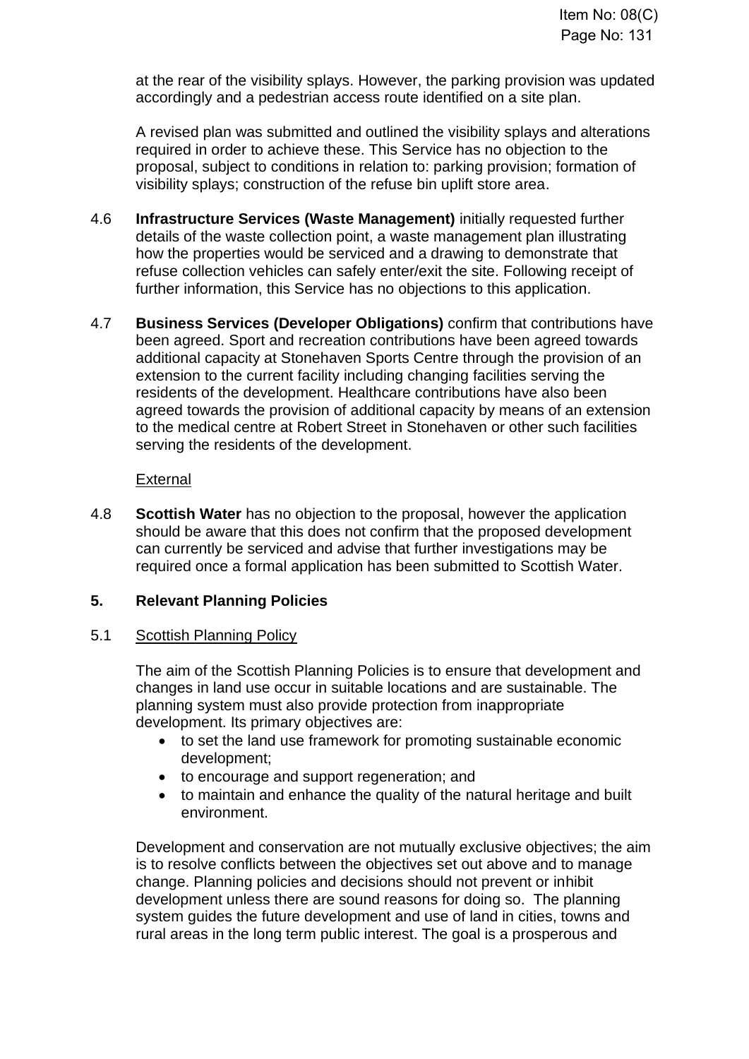at the rear of the visibility splays. However, the parking provision was updated accordingly and a pedestrian access route identified on a site plan.

A revised plan was submitted and outlined the visibility splays and alterations required in order to achieve these. This Service has no objection to the proposal, subject to conditions in relation to: parking provision; formation of visibility splays; construction of the refuse bin uplift store area.

4.6 **Infrastructure Services (Waste Management)** initially requested further details of the waste collection point, a waste management plan illustrating how the properties would be serviced and a drawing to demonstrate that refuse collection vehicles can safely enter/exit the site. Following receipt of further information, this Service has no objections to this application.

4.7 **Business Services (Developer Obligations)** confirm that contributions have been agreed. Sport and recreation contributions have been agreed towards additional capacity at Stonehaven Sports Centre through the provision of an extension to the current facility including changing facilities serving the residents of the development. Healthcare contributions have also been agreed towards the provision of additional capacity by means of an extension to the medical centre at Robert Street in Stonehaven or other such facilities serving the residents of the development.

External

4.8 **Scottish Water** has no objection to the proposal, however the application should be aware that this does not confirm that the proposed development can currently be serviced and advise that further investigations may be required once a formal application has been submitted to Scottish Water.

## 5. Relevant Planning Policies

5.1 Scottish Planning Policy

The aim of the Scottish Planning Policies is to ensure that development and changes in land use occur in suitable locations and are sustainable. The planning system must also provide protection from inappropriate development. Its primary objectives are:

- to set the land use framework for promoting sustainable economic development;
- to encourage and support regeneration; and
- to maintain and enhance the quality of the natural heritage and built environment.

Development and conservation are not mutually exclusive objectives; the aim is to resolve conflicts between the objectives set out above and to manage change. Planning policies and decisions should not prevent or inhibit development unless there are sound reasons for doing so. The planning system guides the future development and use of land in cities, towns and rural areas in the long term public interest. The goal is a prosperous and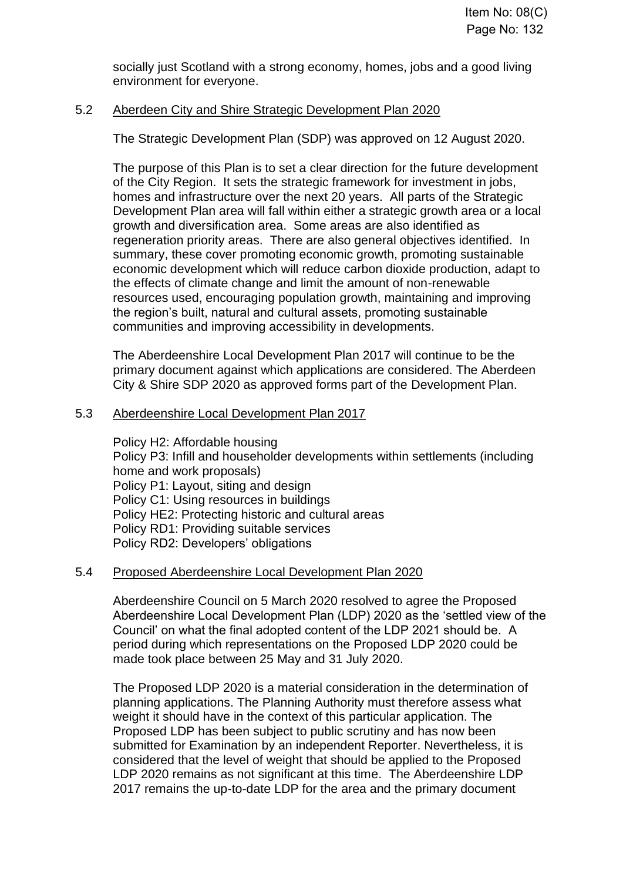socially just Scotland with a strong economy, homes, jobs and a good living environment for everyone.

## 5.2 Aberdeen City and Shire Strategic Development Plan 2020

The Strategic Development Plan (SDP) was approved on 12 August 2020.

The purpose of this Plan is to set a clear direction for the future development of the City Region. It sets the strategic framework for investment in jobs, homes and infrastructure over the next 20 years. All parts of the Strategic Development Plan area will fall within either a strategic growth area or a local growth and diversification area. Some areas are also identified as regeneration priority areas. There are also general objectives identified. In summary, these cover promoting economic growth, promoting sustainable economic development which will reduce carbon dioxide production, adapt to the effects of climate change and limit the amount of non-renewable resources used, encouraging population growth, maintaining and improving the region's built, natural and cultural assets, promoting sustainable communities and improving accessibility in developments.

The Aberdeenshire Local Development Plan 2017 will continue to be the primary document against which applications are considered. The Aberdeen City & Shire SDP 2020 as approved forms part of the Development Plan.

## 5.3 Aberdeenshire Local Development Plan 2017

Policy H2: Affordable housing
Policy P3: Infill and householder developments within settlements (including home and work proposals)
Policy P1: Layout, siting and design
Policy C1: Using resources in buildings
Policy HE2: Protecting historic and cultural areas
Policy RD1: Providing suitable services
Policy RD2: Developers' obligations

## 5.4 Proposed Aberdeenshire Local Development Plan 2020

Aberdeenshire Council on 5 March 2020 resolved to agree the Proposed Aberdeenshire Local Development Plan (LDP) 2020 as the 'settled view of the Council' on what the final adopted content of the LDP 2021 should be. A period during which representations on the Proposed LDP 2020 could be made took place between 25 May and 31 July 2020.

The Proposed LDP 2020 is a material consideration in the determination of planning applications. The Planning Authority must therefore assess what weight it should have in the context of this particular application. The Proposed LDP has been subject to public scrutiny and has now been submitted for Examination by an independent Reporter. Nevertheless, it is considered that the level of weight that should be applied to the Proposed LDP 2020 remains as not significant at this time. The Aberdeenshire LDP 2017 remains the up-to-date LDP for the area and the primary document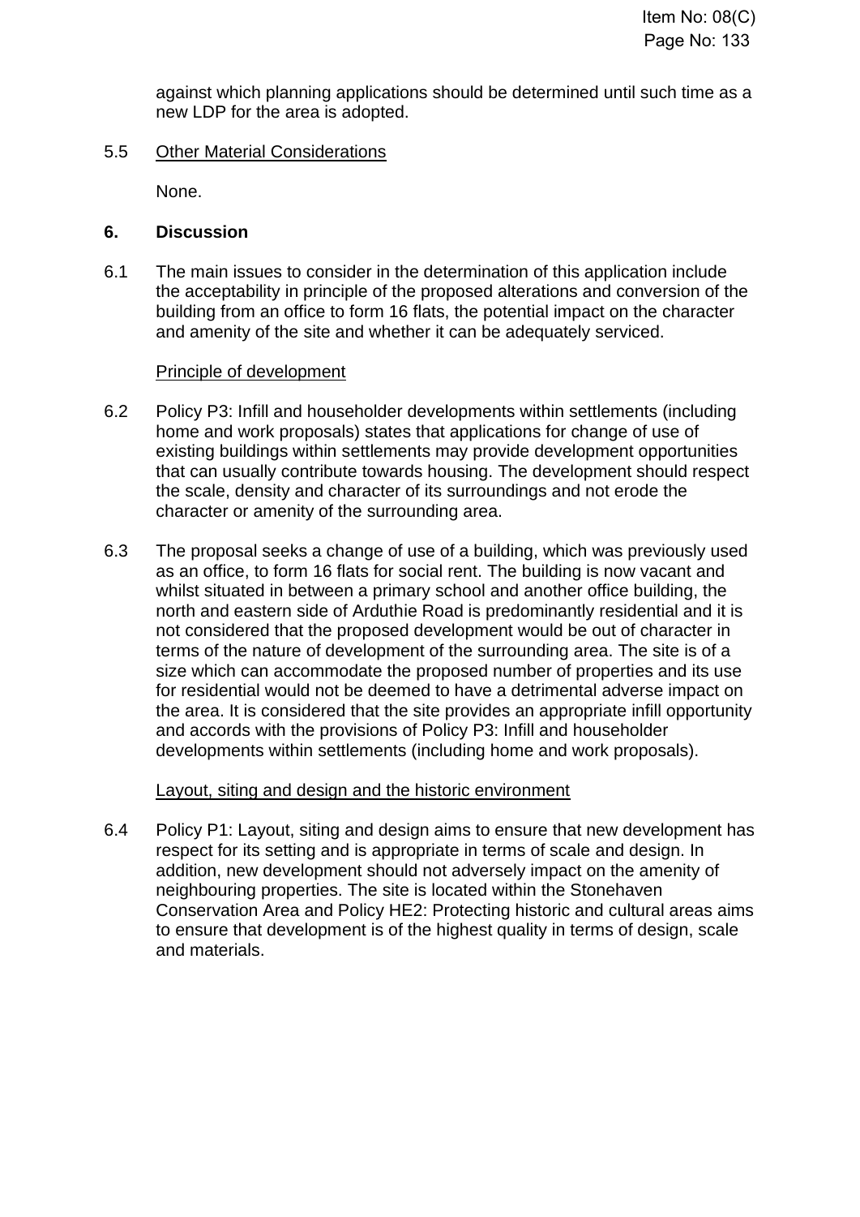against which planning applications should be determined until such time as a new LDP for the area is adopted.

5.5 Other Material Considerations

None.

## 6. Discussion

6.1 The main issues to consider in the determination of this application include the acceptability in principle of the proposed alterations and conversion of the building from an office to form 16 flats, the potential impact on the character and amenity of the site and whether it can be adequately serviced.

Principle of development

6.2 Policy P3: Infill and householder developments within settlements (including home and work proposals) states that applications for change of use of existing buildings within settlements may provide development opportunities that can usually contribute towards housing. The development should respect the scale, density and character of its surroundings and not erode the character or amenity of the surrounding area.

6.3 The proposal seeks a change of use of a building, which was previously used as an office, to form 16 flats for social rent. The building is now vacant and whilst situated in between a primary school and another office building, the north and eastern side of Arduthie Road is predominantly residential and it is not considered that the proposed development would be out of character in terms of the nature of development of the surrounding area. The site is of a size which can accommodate the proposed number of properties and its use for residential would not be deemed to have a detrimental adverse impact on the area. It is considered that the site provides an appropriate infill opportunity and accords with the provisions of Policy P3: Infill and householder developments within settlements (including home and work proposals).

Layout, siting and design and the historic environment

6.4 Policy P1: Layout, siting and design aims to ensure that new development has respect for its setting and is appropriate in terms of scale and design. In addition, new development should not adversely impact on the amenity of neighbouring properties. The site is located within the Stonehaven Conservation Area and Policy HE2: Protecting historic and cultural areas aims to ensure that development is of the highest quality in terms of design, scale and materials.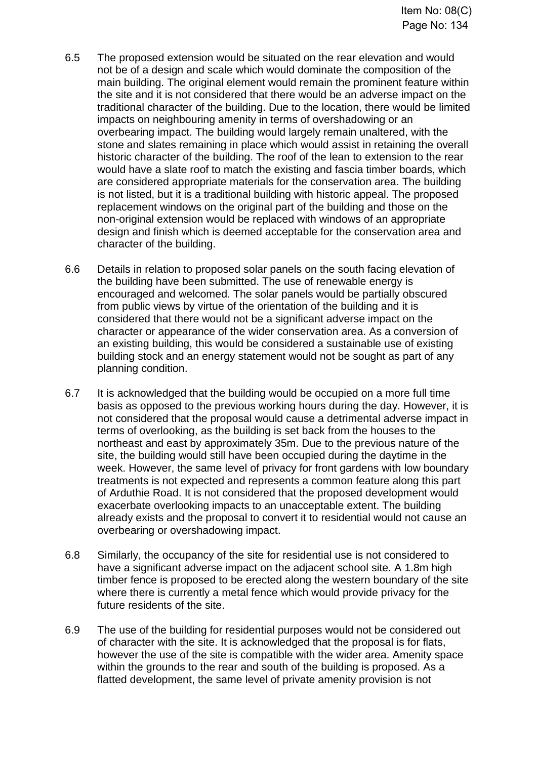6.5 The proposed extension would be situated on the rear elevation and would not be of a design and scale which would dominate the composition of the main building. The original element would remain the prominent feature within the site and it is not considered that there would be an adverse impact on the traditional character of the building. Due to the location, there would be limited impacts on neighbouring amenity in terms of overshadowing or an overbearing impact. The building would largely remain unaltered, with the stone and slates remaining in place which would assist in retaining the overall historic character of the building. The roof of the lean to extension to the rear would have a slate roof to match the existing and fascia timber boards, which are considered appropriate materials for the conservation area. The building is not listed, but it is a traditional building with historic appeal. The proposed replacement windows on the original part of the building and those on the non-original extension would be replaced with windows of an appropriate design and finish which is deemed acceptable for the conservation area and character of the building.

6.6 Details in relation to proposed solar panels on the south facing elevation of the building have been submitted. The use of renewable energy is encouraged and welcomed. The solar panels would be partially obscured from public views by virtue of the orientation of the building and it is considered that there would not be a significant adverse impact on the character or appearance of the wider conservation area. As a conversion of an existing building, this would be considered a sustainable use of existing building stock and an energy statement would not be sought as part of any planning condition.

6.7 It is acknowledged that the building would be occupied on a more full time basis as opposed to the previous working hours during the day. However, it is not considered that the proposal would cause a detrimental adverse impact in terms of overlooking, as the building is set back from the houses to the northeast and east by approximately 35m. Due to the previous nature of the site, the building would still have been occupied during the daytime in the week. However, the same level of privacy for front gardens with low boundary treatments is not expected and represents a common feature along this part of Arduthie Road. It is not considered that the proposed development would exacerbate overlooking impacts to an unacceptable extent. The building already exists and the proposal to convert it to residential would not cause an overbearing or overshadowing impact.

6.8 Similarly, the occupancy of the site for residential use is not considered to have a significant adverse impact on the adjacent school site. A 1.8m high timber fence is proposed to be erected along the western boundary of the site where there is currently a metal fence which would provide privacy for the future residents of the site.

6.9 The use of the building for residential purposes would not be considered out of character with the site. It is acknowledged that the proposal is for flats, however the use of the site is compatible with the wider area. Amenity space within the grounds to the rear and south of the building is proposed. As a flatted development, the same level of private amenity provision is not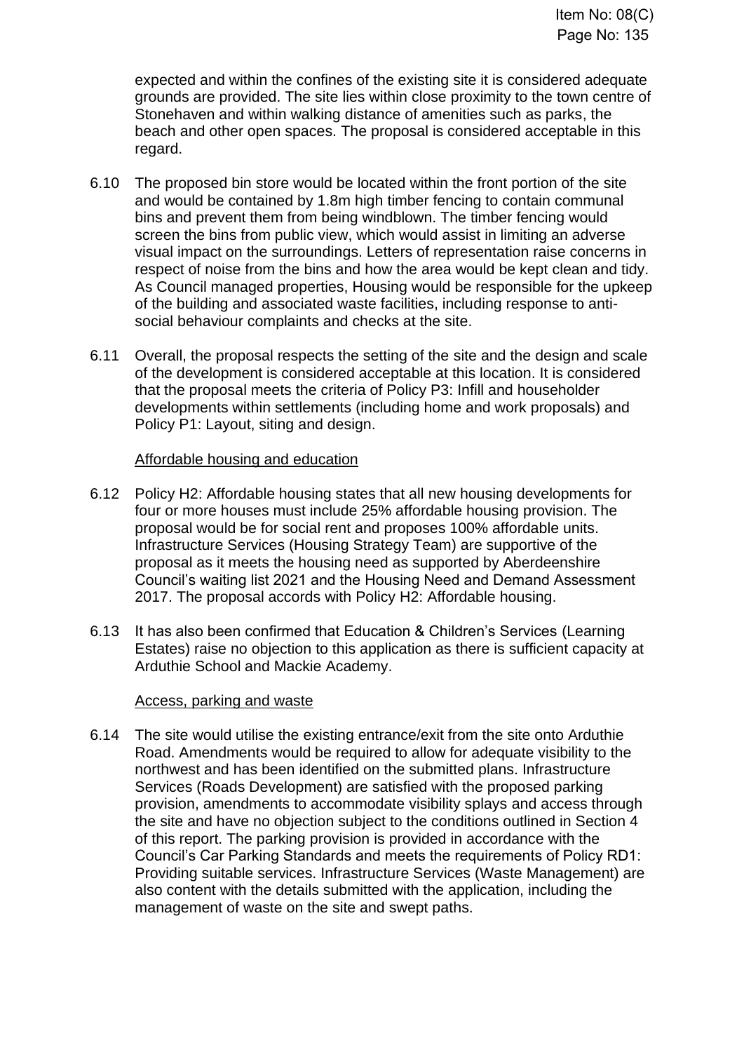expected and within the confines of the existing site it is considered adequate grounds are provided. The site lies within close proximity to the town centre of Stonehaven and within walking distance of amenities such as parks, the beach and other open spaces. The proposal is considered acceptable in this regard.

6.10 The proposed bin store would be located within the front portion of the site and would be contained by 1.8m high timber fencing to contain communal bins and prevent them from being windblown. The timber fencing would screen the bins from public view, which would assist in limiting an adverse visual impact on the surroundings. Letters of representation raise concerns in respect of noise from the bins and how the area would be kept clean and tidy. As Council managed properties, Housing would be responsible for the upkeep of the building and associated waste facilities, including response to anti-social behaviour complaints and checks at the site.

6.11 Overall, the proposal respects the setting of the site and the design and scale of the development is considered acceptable at this location. It is considered that the proposal meets the criteria of Policy P3: Infill and householder developments within settlements (including home and work proposals) and Policy P1: Layout, siting and design.

Affordable housing and education

6.12 Policy H2: Affordable housing states that all new housing developments for four or more houses must include 25% affordable housing provision. The proposal would be for social rent and proposes 100% affordable units. Infrastructure Services (Housing Strategy Team) are supportive of the proposal as it meets the housing need as supported by Aberdeenshire Council's waiting list 2021 and the Housing Need and Demand Assessment 2017. The proposal accords with Policy H2: Affordable housing.

6.13 It has also been confirmed that Education & Children's Services (Learning Estates) raise no objection to this application as there is sufficient capacity at Arduthie School and Mackie Academy.

Access, parking and waste

6.14 The site would utilise the existing entrance/exit from the site onto Arduthie Road. Amendments would be required to allow for adequate visibility to the northwest and has been identified on the submitted plans. Infrastructure Services (Roads Development) are satisfied with the proposed parking provision, amendments to accommodate visibility splays and access through the site and have no objection subject to the conditions outlined in Section 4 of this report. The parking provision is provided in accordance with the Council's Car Parking Standards and meets the requirements of Policy RD1: Providing suitable services. Infrastructure Services (Waste Management) are also content with the details submitted with the application, including the management of waste on the site and swept paths.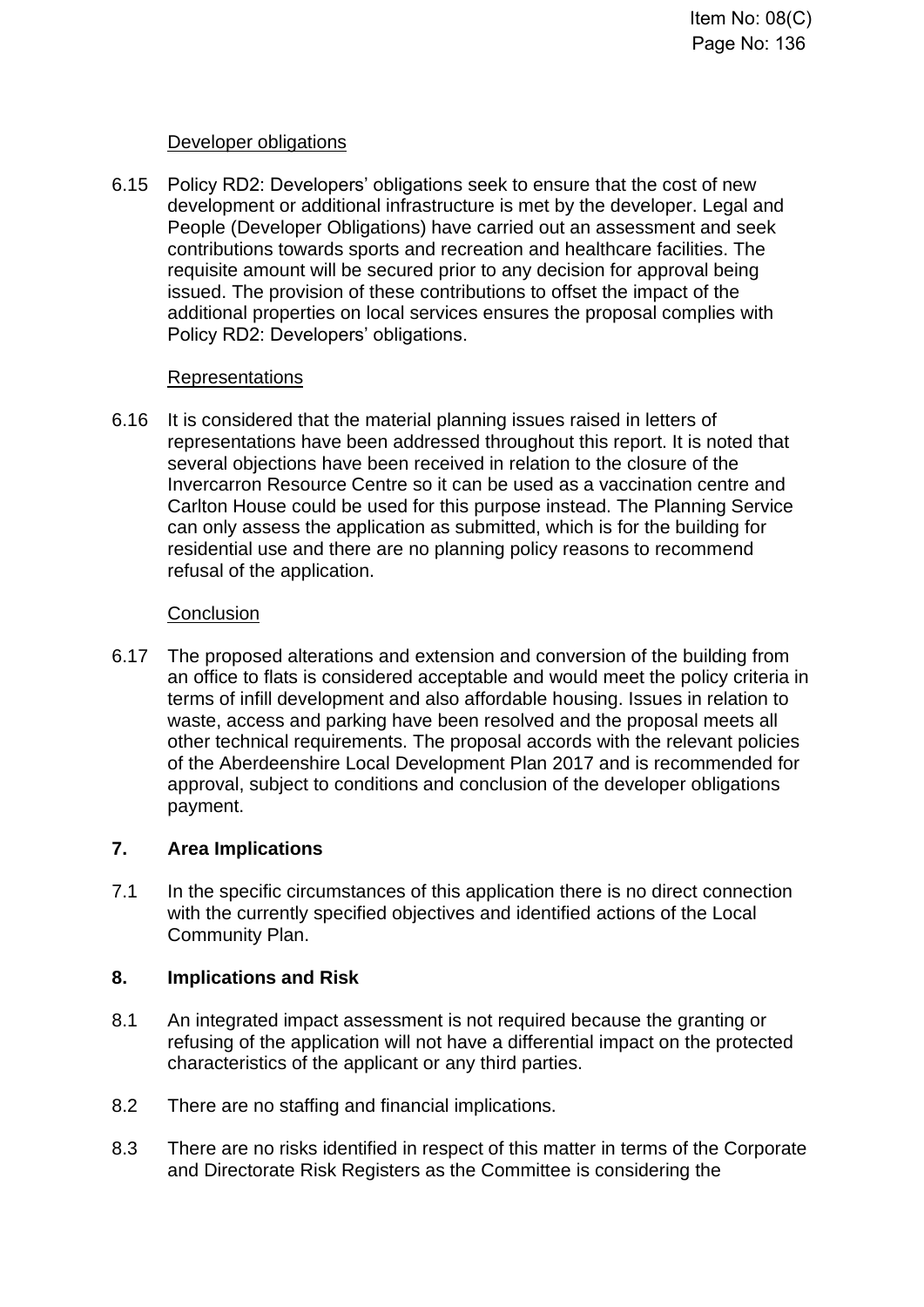Developer obligations

6.15 Policy RD2: Developers' obligations seek to ensure that the cost of new development or additional infrastructure is met by the developer. Legal and People (Developer Obligations) have carried out an assessment and seek contributions towards sports and recreation and healthcare facilities. The requisite amount will be secured prior to any decision for approval being issued. The provision of these contributions to offset the impact of the additional properties on local services ensures the proposal complies with Policy RD2: Developers' obligations.

Representations

6.16 It is considered that the material planning issues raised in letters of representations have been addressed throughout this report. It is noted that several objections have been received in relation to the closure of the Invercarron Resource Centre so it can be used as a vaccination centre and Carlton House could be used for this purpose instead. The Planning Service can only assess the application as submitted, which is for the building for residential use and there are no planning policy reasons to recommend refusal of the application.

Conclusion

6.17 The proposed alterations and extension and conversion of the building from an office to flats is considered acceptable and would meet the policy criteria in terms of infill development and also affordable housing. Issues in relation to waste, access and parking have been resolved and the proposal meets all other technical requirements. The proposal accords with the relevant policies of the Aberdeenshire Local Development Plan 2017 and is recommended for approval, subject to conditions and conclusion of the developer obligations payment.

## 7. Area Implications

7.1 In the specific circumstances of this application there is no direct connection with the currently specified objectives and identified actions of the Local Community Plan.

## 8. Implications and Risk

8.1 An integrated impact assessment is not required because the granting or refusing of the application will not have a differential impact on the protected characteristics of the applicant or any third parties.

8.2 There are no staffing and financial implications.

8.3 There are no risks identified in respect of this matter in terms of the Corporate and Directorate Risk Registers as the Committee is considering the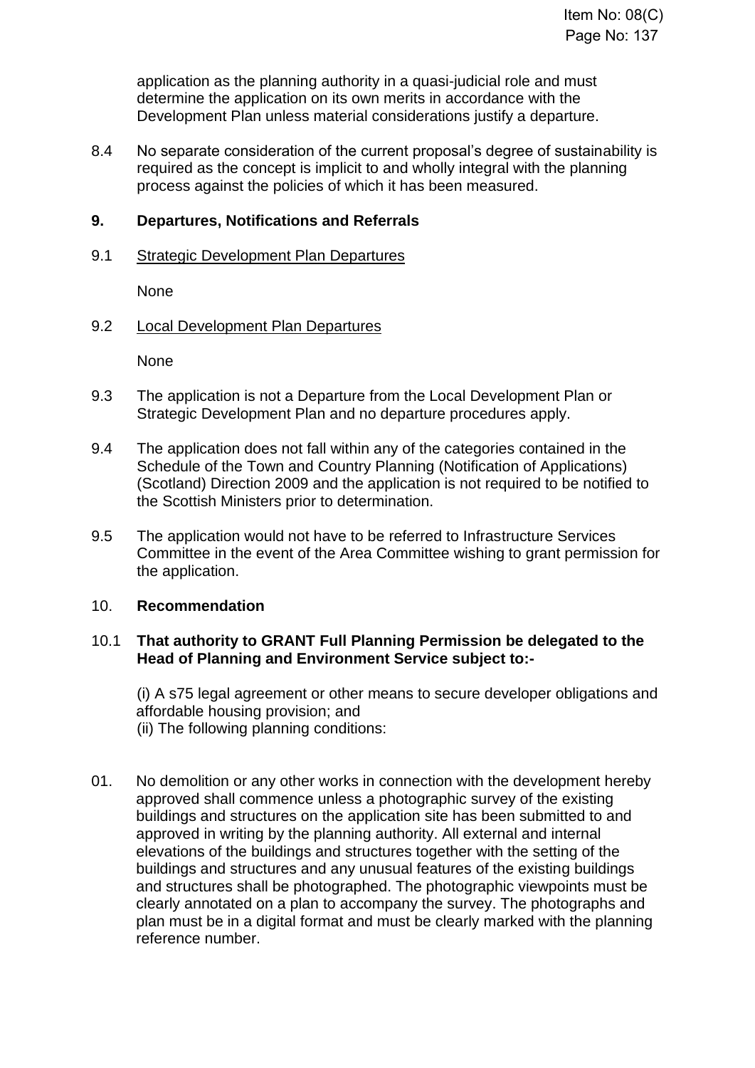application as the planning authority in a quasi-judicial role and must determine the application on its own merits in accordance with the Development Plan unless material considerations justify a departure.

8.4 No separate consideration of the current proposal's degree of sustainability is required as the concept is implicit to and wholly integral with the planning process against the policies of which it has been measured.

## 9. Departures, Notifications and Referrals

9.1 Strategic Development Plan Departures

None

9.2 Local Development Plan Departures

None

9.3 The application is not a Departure from the Local Development Plan or Strategic Development Plan and no departure procedures apply.

9.4 The application does not fall within any of the categories contained in the Schedule of the Town and Country Planning (Notification of Applications) (Scotland) Direction 2009 and the application is not required to be notified to the Scottish Ministers prior to determination.

9.5 The application would not have to be referred to Infrastructure Services Committee in the event of the Area Committee wishing to grant permission for the application.

## 10. Recommendation

10.1 **That authority to GRANT Full Planning Permission be delegated to the Head of Planning and Environment Service subject to:-**

(i) A s75 legal agreement or other means to secure developer obligations and affordable housing provision; and
(ii) The following planning conditions:

01. No demolition or any other works in connection with the development hereby approved shall commence unless a photographic survey of the existing buildings and structures on the application site has been submitted to and approved in writing by the planning authority. All external and internal elevations of the buildings and structures together with the setting of the buildings and structures and any unusual features of the existing buildings and structures shall be photographed. The photographic viewpoints must be clearly annotated on a plan to accompany the survey. The photographs and plan must be in a digital format and must be clearly marked with the planning reference number.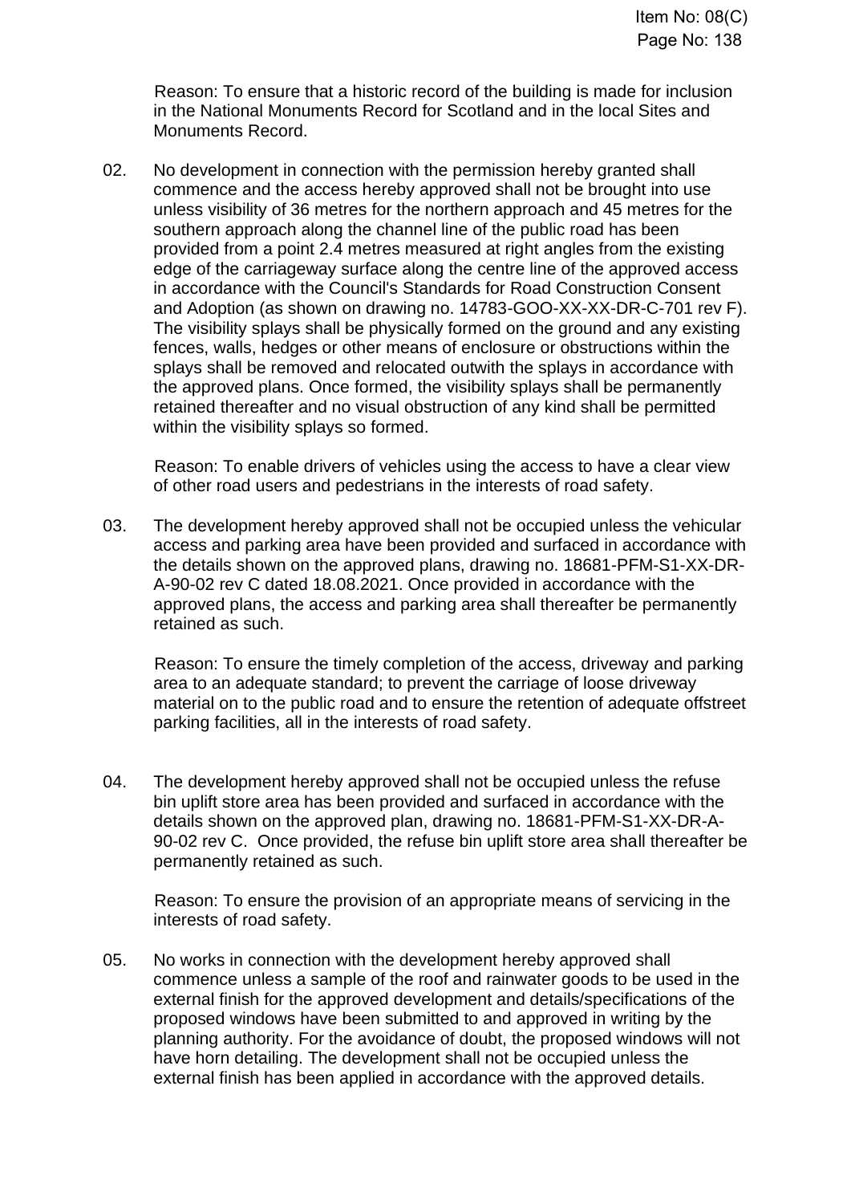Reason: To ensure that a historic record of the building is made for inclusion in the National Monuments Record for Scotland and in the local Sites and Monuments Record.

02. No development in connection with the permission hereby granted shall commence and the access hereby approved shall not be brought into use unless visibility of 36 metres for the northern approach and 45 metres for the southern approach along the channel line of the public road has been provided from a point 2.4 metres measured at right angles from the existing edge of the carriageway surface along the centre line of the approved access in accordance with the Council's Standards for Road Construction Consent and Adoption (as shown on drawing no. 14783-GOO-XX-XX-DR-C-701 rev F). The visibility splays shall be physically formed on the ground and any existing fences, walls, hedges or other means of enclosure or obstructions within the splays shall be removed and relocated outwith the splays in accordance with the approved plans. Once formed, the visibility splays shall be permanently retained thereafter and no visual obstruction of any kind shall be permitted within the visibility splays so formed.

    Reason: To enable drivers of vehicles using the access to have a clear view of other road users and pedestrians in the interests of road safety.

03. The development hereby approved shall not be occupied unless the vehicular access and parking area have been provided and surfaced in accordance with the details shown on the approved plans, drawing no. 18681-PFM-S1-XX-DR-A-90-02 rev C dated 18.08.2021. Once provided in accordance with the approved plans, the access and parking area shall thereafter be permanently retained as such.

    Reason: To ensure the timely completion of the access, driveway and parking area to an adequate standard; to prevent the carriage of loose driveway material on to the public road and to ensure the retention of adequate offstreet parking facilities, all in the interests of road safety.

04. The development hereby approved shall not be occupied unless the refuse bin uplift store area has been provided and surfaced in accordance with the details shown on the approved plan, drawing no. 18681-PFM-S1-XX-DR-A-90-02 rev C. Once provided, the refuse bin uplift store area shall thereafter be permanently retained as such.

    Reason: To ensure the provision of an appropriate means of servicing in the interests of road safety.

05. No works in connection with the development hereby approved shall commence unless a sample of the roof and rainwater goods to be used in the external finish for the approved development and details/specifications of the proposed windows have been submitted to and approved in writing by the planning authority. For the avoidance of doubt, the proposed windows will not have horn detailing. The development shall not be occupied unless the external finish has been applied in accordance with the approved details.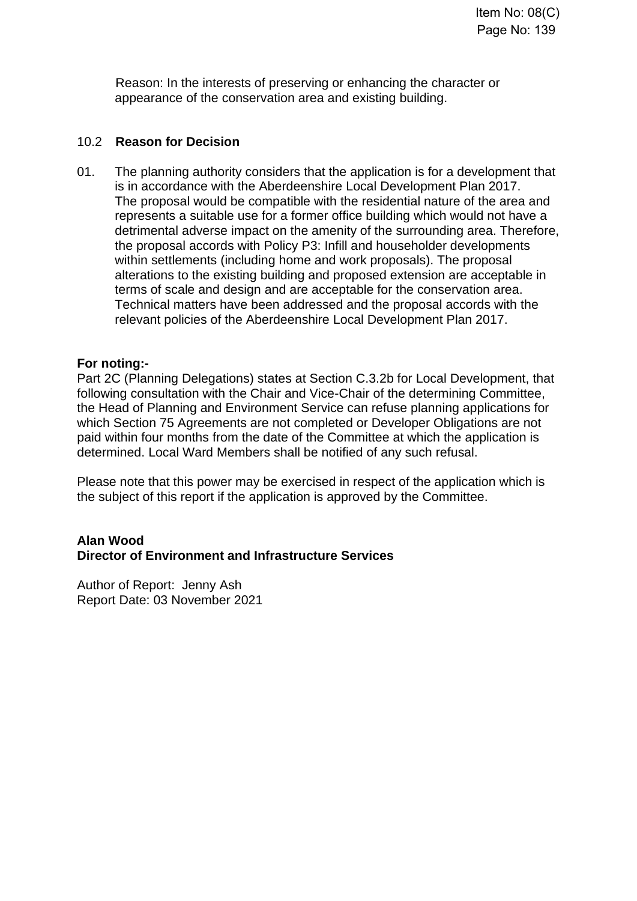Reason: In the interests of preserving or enhancing the character or appearance of the conservation area and existing building.

## 10.2 Reason for Decision

01. The planning authority considers that the application is for a development that is in accordance with the Aberdeenshire Local Development Plan 2017. The proposal would be compatible with the residential nature of the area and represents a suitable use for a former office building which would not have a detrimental adverse impact on the amenity of the surrounding area. Therefore, the proposal accords with Policy P3: Infill and householder developments within settlements (including home and work proposals). The proposal alterations to the existing building and proposed extension are acceptable in terms of scale and design and are acceptable for the conservation area. Technical matters have been addressed and the proposal accords with the relevant policies of the Aberdeenshire Local Development Plan 2017.

**For noting:-**

Part 2C (Planning Delegations) states at Section C.3.2b for Local Development, that following consultation with the Chair and Vice-Chair of the determining Committee, the Head of Planning and Environment Service can refuse planning applications for which Section 75 Agreements are not completed or Developer Obligations are not paid within four months from the date of the Committee at which the application is determined. Local Ward Members shall be notified of any such refusal.

Please note that this power may be exercised in respect of the application which is the subject of this report if the application is approved by the Committee.

**Alan Wood**
**Director of Environment and Infrastructure Services**

Author of Report: Jenny Ash
Report Date: 03 November 2021